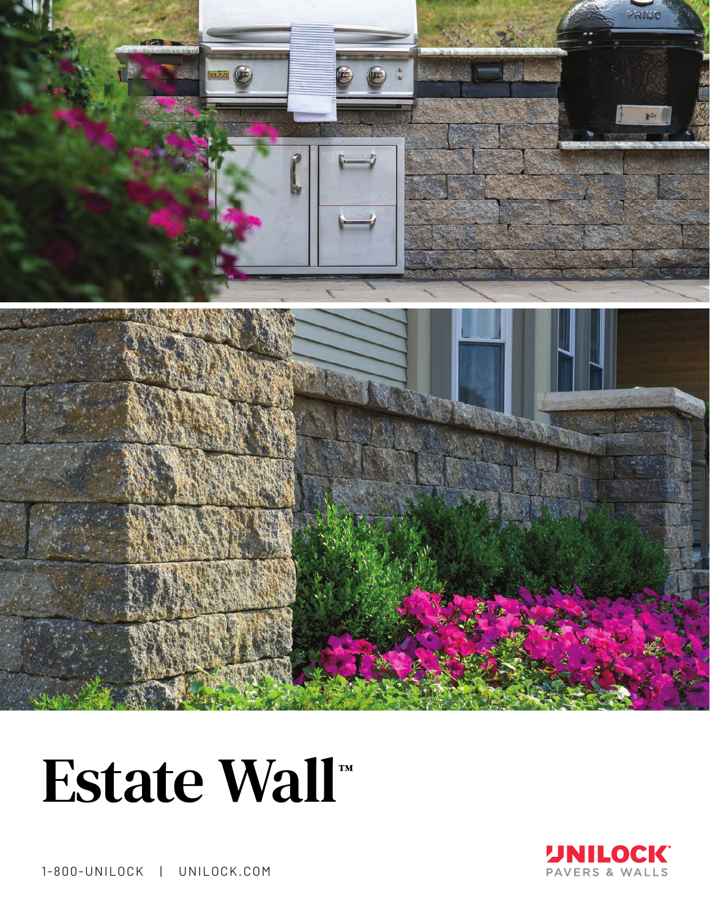# Estate Wall™

1-800-UNILOCK | UNILOCK.COM

UNILOCK®
PAVERS & WALLS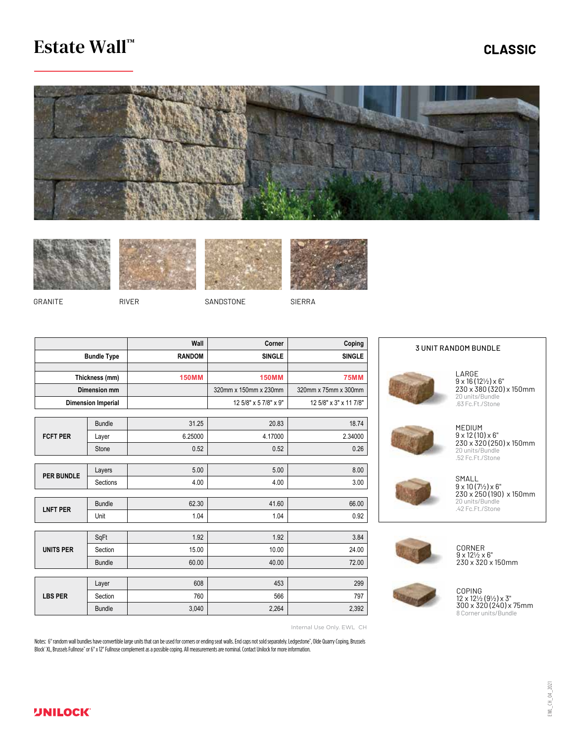# Estate Wall™

**CLASSIC**

GRANITE

RIVER

SANDSTONE

SIERRA

| | | Wall | Corner | Coping |
|---|---|---|---|---|
| Bundle Type | | RANDOM | SINGLE | SINGLE |
| | | | | |
| Thickness (mm) | | 150MM | 150MM | 75MM |
| Dimension mm | | | 320mm x 150mm x 230mm | 320mm x 75mm x 300mm |
| Dimension Imperial | | | 12 5/8" x 5 7/8" x 9" | 12 5/8" x 3" x 11 7/8" |
| FCFT PER | Bundle | 31.25 | 20.83 | 18.74 |
| | Layer | 6.25000 | 4.17000 | 2.34000 |
| | Stone | 0.52 | 0.52 | 0.26 |
| PER BUNDLE | Layers | 5.00 | 5.00 | 8.00 |
| | Sections | 4.00 | 4.00 | 3.00 |
| LNFT PER | Bundle | 62.30 | 41.60 | 66.00 |
| | Unit | 1.04 | 1.04 | 0.92 |
| UNITS PER | SqFt | 1.92 | 1.92 | 3.84 |
| | Section | 15.00 | 10.00 | 24.00 |
| | Bundle | 60.00 | 40.00 | 72.00 |
| LBS PER | Layer | 608 | 453 | 299 |
| | Section | 760 | 566 | 797 |
| | Bundle | 3,040 | 2,264 | 2,392 |

Internal Use Only. EWL CH

**3 UNIT RANDOM BUNDLE**

LARGE
9 x 16 (12½) x 6"
230 x 380 (320) x 150mm
20 units/Bundle
.63 Fc.Ft./Stone

MEDIUM
9 x 12 (10) x 6"
230 x 320 (250) x 150mm
20 units/Bundle
.52 Fc.Ft./Stone

SMALL
9 x 10 (7½) x 6"
230 x 250 (190) x 150mm
20 units/Bundle
.42 Fc.Ft./Stone

CORNER
9 x 12½ x 6"
230 x 320 x 150mm

COPING
12 x 12½ (9½) x 3"
300 x 320 (240) x 75mm
8 Corner units/Bundle

Notes: 6" random wall bundles have convertible large units that can be used for corners or ending seat walls. End caps not sold separately. Ledgestone®, Olde Quarry Coping, Brussels Block® XL, Brussels Fullnose® or 6" x 12" Fullnose complement as a possible coping. All measurements are nominal. Contact Unilock for more information.

UNILOCK

EWL_CH_04_2021